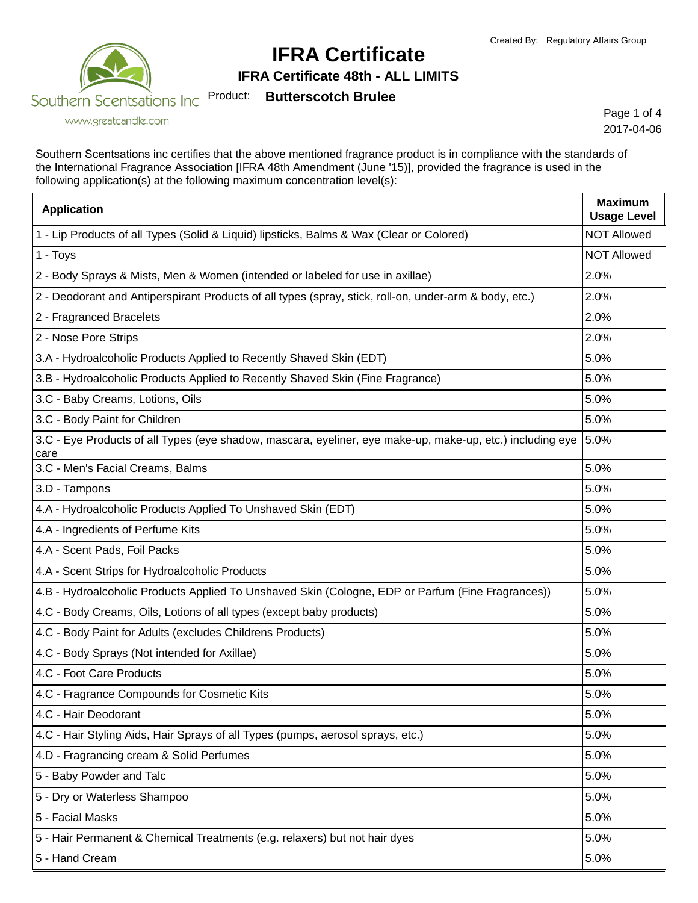Created By: Regulatory Affairs Group

Southern Scentsations Inc
www.greatcandle.com

# IFRA Certificate

## IFRA Certificate 48th - ALL LIMITS

Product: **Butterscotch Brulee**

2017-04-06

Southern Scentsations inc certifies that the above mentioned fragrance product is in compliance with the standards of the International Fragrance Association [IFRA 48th Amendment (June '15)], provided the fragrance is used in the following application(s) at the following maximum concentration level(s):

| Application | Maximum Usage Level |
|---|---|
| 1 - Lip Products of all Types (Solid & Liquid) lipsticks, Balms & Wax (Clear or Colored) | NOT Allowed |
| 1 - Toys | NOT Allowed |
| 2 - Body Sprays & Mists, Men & Women (intended or labeled for use in axillae) | 2.0% |
| 2 - Deodorant and Antiperspirant Products of all types (spray, stick, roll-on, under-arm & body, etc.) | 2.0% |
| 2 - Fragranced Bracelets | 2.0% |
| 2 - Nose Pore Strips | 2.0% |
| 3.A - Hydroalcoholic Products Applied to Recently Shaved Skin (EDT) | 5.0% |
| 3.B - Hydroalcoholic Products Applied to Recently Shaved Skin (Fine Fragrance) | 5.0% |
| 3.C - Baby Creams, Lotions, Oils | 5.0% |
| 3.C - Body Paint for Children | 5.0% |
| 3.C - Eye Products of all Types (eye shadow, mascara, eyeliner, eye make-up, make-up, etc.) including eye care | 5.0% |
| 3.C - Men's Facial Creams, Balms | 5.0% |
| 3.D - Tampons | 5.0% |
| 4.A - Hydroalcoholic Products Applied To Unshaved Skin (EDT) | 5.0% |
| 4.A - Ingredients of Perfume Kits | 5.0% |
| 4.A - Scent Pads, Foil Packs | 5.0% |
| 4.A - Scent Strips for Hydroalcoholic Products | 5.0% |
| 4.B - Hydroalcoholic Products Applied To Unshaved Skin (Cologne, EDP or Parfum (Fine Fragrances)) | 5.0% |
| 4.C - Body Creams, Oils, Lotions of all types (except baby products) | 5.0% |
| 4.C - Body Paint for Adults (excludes Childrens Products) | 5.0% |
| 4.C - Body Sprays (Not intended for Axillae) | 5.0% |
| 4.C - Foot Care Products | 5.0% |
| 4.C - Fragrance Compounds for Cosmetic Kits | 5.0% |
| 4.C - Hair Deodorant | 5.0% |
| 4.C - Hair Styling Aids, Hair Sprays of all Types (pumps, aerosol sprays, etc.) | 5.0% |
| 4.D - Fragrancing cream & Solid Perfumes | 5.0% |
| 5 - Baby Powder and Talc | 5.0% |
| 5 - Dry or Waterless Shampoo | 5.0% |
| 5 - Facial Masks | 5.0% |
| 5 - Hair Permanent & Chemical Treatments (e.g. relaxers) but not hair dyes | 5.0% |
| 5 - Hand Cream | 5.0% |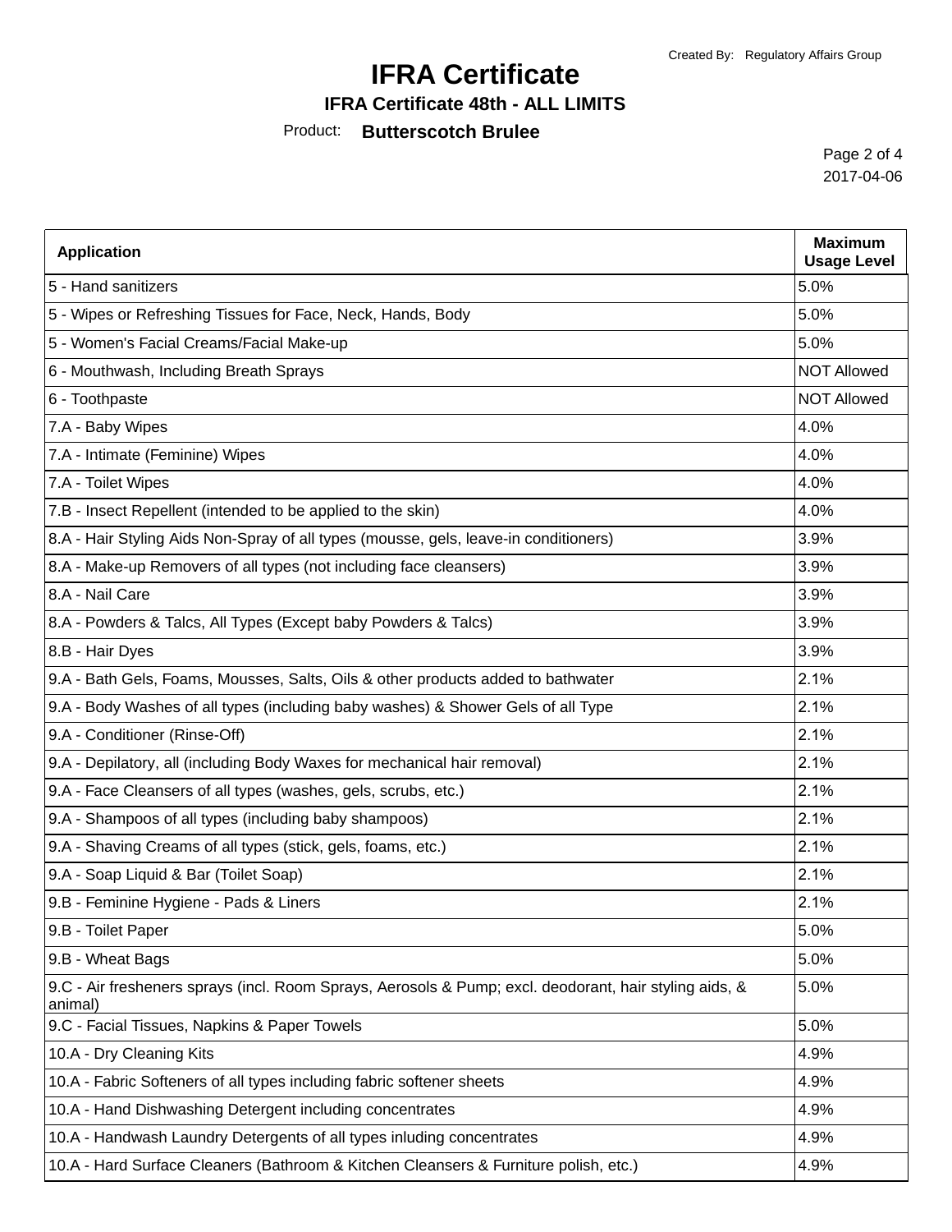Created By: Regulatory Affairs Group

# IFRA Certificate

## IFRA Certificate 48th - ALL LIMITS

Product: **Butterscotch Brulee**

2017-04-06

| Application | Maximum Usage Level |
| --- | --- |
| 5 - Hand sanitizers | 5.0% |
| 5 - Wipes or Refreshing Tissues for Face, Neck, Hands, Body | 5.0% |
| 5 - Women's Facial Creams/Facial Make-up | 5.0% |
| 6 - Mouthwash, Including Breath Sprays | NOT Allowed |
| 6 - Toothpaste | NOT Allowed |
| 7.A - Baby Wipes | 4.0% |
| 7.A - Intimate (Feminine) Wipes | 4.0% |
| 7.A - Toilet Wipes | 4.0% |
| 7.B - Insect Repellent (intended to be applied to the skin) | 4.0% |
| 8.A - Hair Styling Aids Non-Spray of all types (mousse, gels, leave-in conditioners) | 3.9% |
| 8.A - Make-up Removers of all types (not including face cleansers) | 3.9% |
| 8.A - Nail Care | 3.9% |
| 8.A - Powders & Talcs, All Types (Except baby Powders & Talcs) | 3.9% |
| 8.B - Hair Dyes | 3.9% |
| 9.A - Bath Gels, Foams, Mousses, Salts, Oils & other products added to bathwater | 2.1% |
| 9.A - Body Washes of all types (including baby washes) & Shower Gels of all Type | 2.1% |
| 9.A - Conditioner (Rinse-Off) | 2.1% |
| 9.A - Depilatory, all (including Body Waxes for mechanical hair removal) | 2.1% |
| 9.A - Face Cleansers of all types (washes, gels, scrubs, etc.) | 2.1% |
| 9.A - Shampoos of all types (including baby shampoos) | 2.1% |
| 9.A - Shaving Creams of all types (stick, gels, foams, etc.) | 2.1% |
| 9.A - Soap Liquid & Bar (Toilet Soap) | 2.1% |
| 9.B - Feminine Hygiene - Pads & Liners | 2.1% |
| 9.B - Toilet Paper | 5.0% |
| 9.B - Wheat Bags | 5.0% |
| 9.C - Air fresheners sprays (incl. Room Sprays, Aerosols & Pump; excl. deodorant, hair styling aids, & animal) | 5.0% |
| 9.C - Facial Tissues, Napkins & Paper Towels | 5.0% |
| 10.A - Dry Cleaning Kits | 4.9% |
| 10.A - Fabric Softeners of all types including fabric softener sheets | 4.9% |
| 10.A - Hand Dishwashing Detergent including concentrates | 4.9% |
| 10.A - Handwash Laundry Detergents of all types inluding concentrates | 4.9% |
| 10.A - Hard Surface Cleaners (Bathroom & Kitchen Cleansers & Furniture polish, etc.) | 4.9% |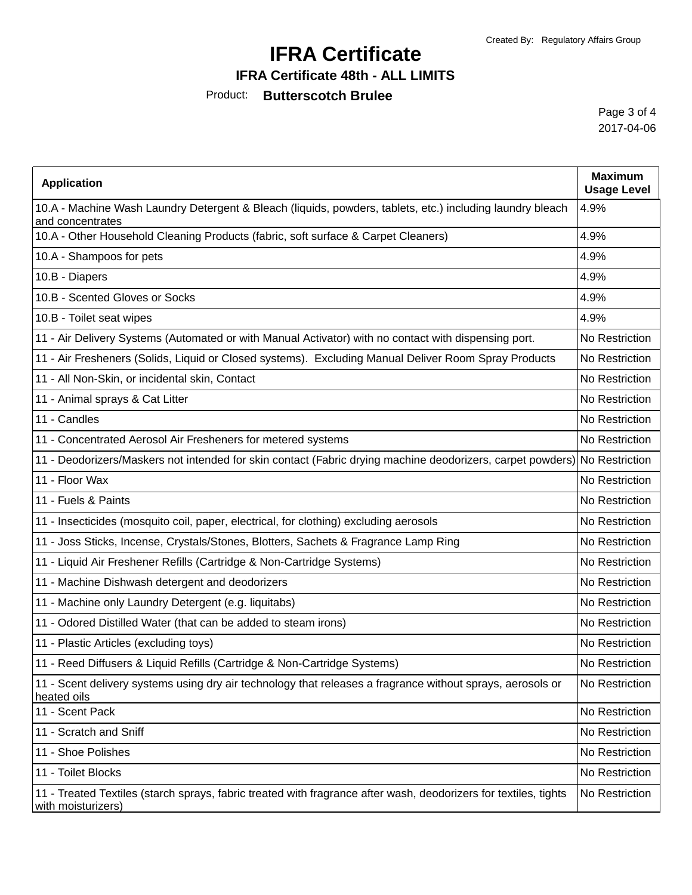Created By: Regulatory Affairs Group

# IFRA Certificate

## IFRA Certificate 48th - ALL LIMITS

Product: **Butterscotch Brulee**

2017-04-06

| Application | Maximum Usage Level |
|---|---|
| 10.A - Machine Wash Laundry Detergent & Bleach (liquids, powders, tablets, etc.) including laundry bleach and concentrates | 4.9% |
| 10.A - Other Household Cleaning Products (fabric, soft surface & Carpet Cleaners) | 4.9% |
| 10.A - Shampoos for pets | 4.9% |
| 10.B - Diapers | 4.9% |
| 10.B - Scented Gloves or Socks | 4.9% |
| 10.B - Toilet seat wipes | 4.9% |
| 11 - Air Delivery Systems (Automated or with Manual Activator) with no contact with dispensing port. | No Restriction |
| 11 - Air Fresheners (Solids, Liquid or Closed systems). Excluding Manual Deliver Room Spray Products | No Restriction |
| 11 - All Non-Skin, or incidental skin, Contact | No Restriction |
| 11 - Animal sprays & Cat Litter | No Restriction |
| 11 - Candles | No Restriction |
| 11 - Concentrated Aerosol Air Fresheners for metered systems | No Restriction |
| 11 - Deodorizers/Maskers not intended for skin contact (Fabric drying machine deodorizers, carpet powders) | No Restriction |
| 11 - Floor Wax | No Restriction |
| 11 - Fuels & Paints | No Restriction |
| 11 - Insecticides (mosquito coil, paper, electrical, for clothing) excluding aerosols | No Restriction |
| 11 - Joss Sticks, Incense, Crystals/Stones, Blotters, Sachets & Fragrance Lamp Ring | No Restriction |
| 11 - Liquid Air Freshener Refills (Cartridge & Non-Cartridge Systems) | No Restriction |
| 11 - Machine Dishwash detergent and deodorizers | No Restriction |
| 11 - Machine only Laundry Detergent (e.g. liquitabs) | No Restriction |
| 11 - Odored Distilled Water (that can be added to steam irons) | No Restriction |
| 11 - Plastic Articles (excluding toys) | No Restriction |
| 11 - Reed Diffusers & Liquid Refills (Cartridge & Non-Cartridge Systems) | No Restriction |
| 11 - Scent delivery systems using dry air technology that releases a fragrance without sprays, aerosols or heated oils | No Restriction |
| 11 - Scent Pack | No Restriction |
| 11 - Scratch and Sniff | No Restriction |
| 11 - Shoe Polishes | No Restriction |
| 11 - Toilet Blocks | No Restriction |
| 11 - Treated Textiles (starch sprays, fabric treated with fragrance after wash, deodorizers for textiles, tights with moisturizers) | No Restriction |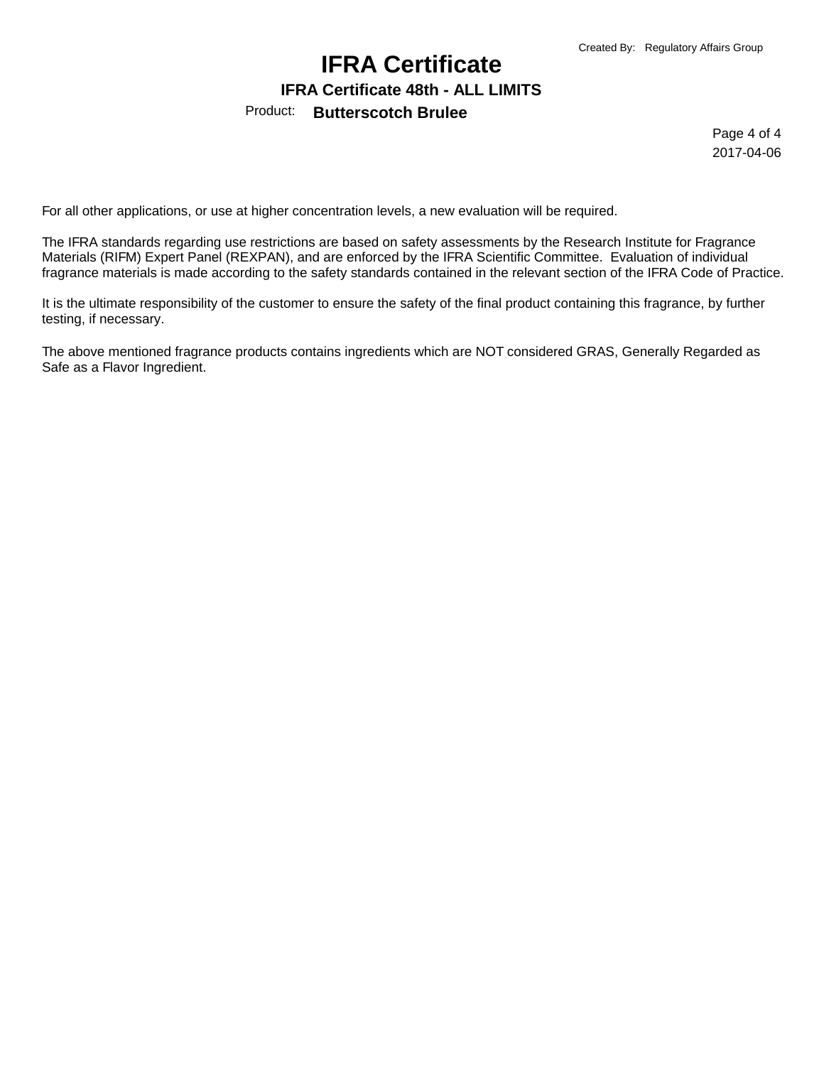For all other applications, or use at higher concentration levels, a new evaluation will be required.

The IFRA standards regarding use restrictions are based on safety assessments by the Research Institute for Fragrance Materials (RIFM) Expert Panel (REXPAN), and are enforced by the IFRA Scientific Committee. Evaluation of individual fragrance materials is made according to the safety standards contained in the relevant section of the IFRA Code of Practice.

It is the ultimate responsibility of the customer to ensure the safety of the final product containing this fragrance, by further testing, if necessary.

The above mentioned fragrance products contains ingredients which are NOT considered GRAS, Generally Regarded as Safe as a Flavor Ingredient.